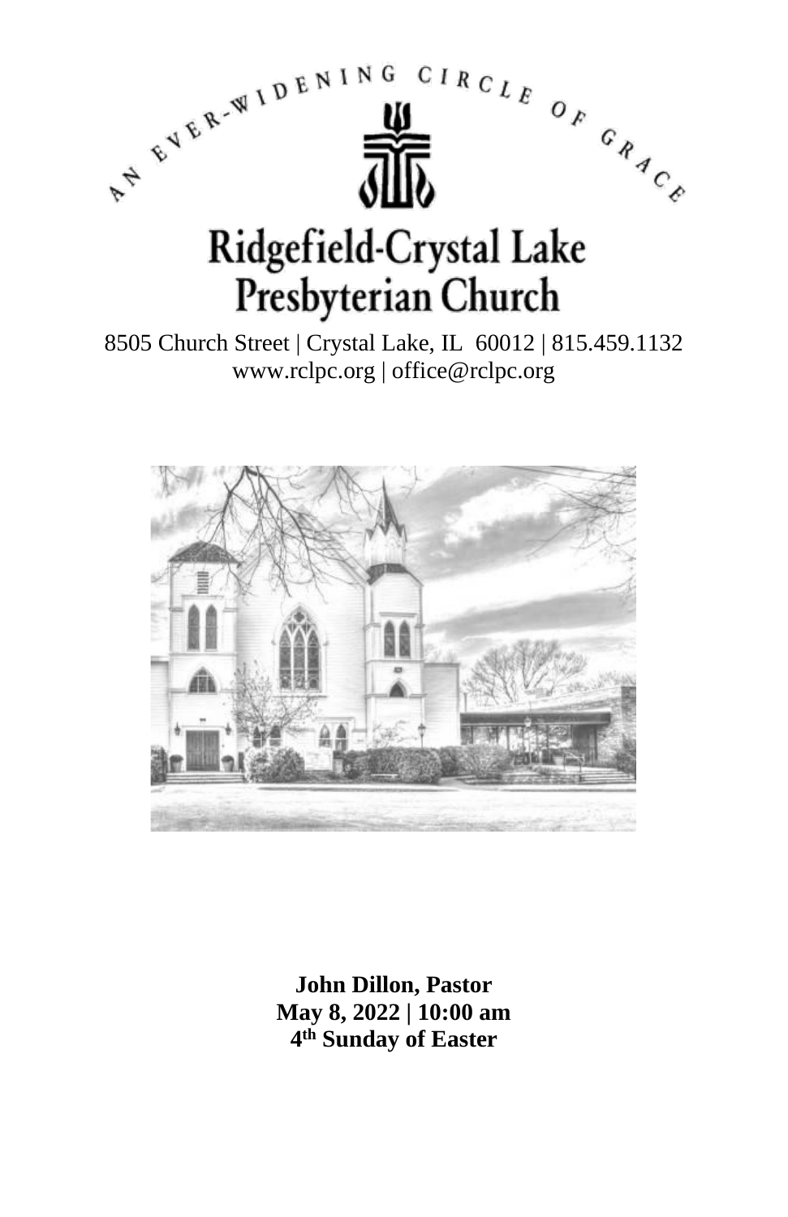AN EVER-WIDENING CIRCLE OF GRACE

# Ridgefield-Crystal Lake Presbyterian Church

8505 Church Street | Crystal Lake, IL 60012 | 815.459.1132
www.rclpc.org | office@rclpc.org

**John Dillon, Pastor**
**May 8, 2022 | 10:00 am**
**4th Sunday of Easter**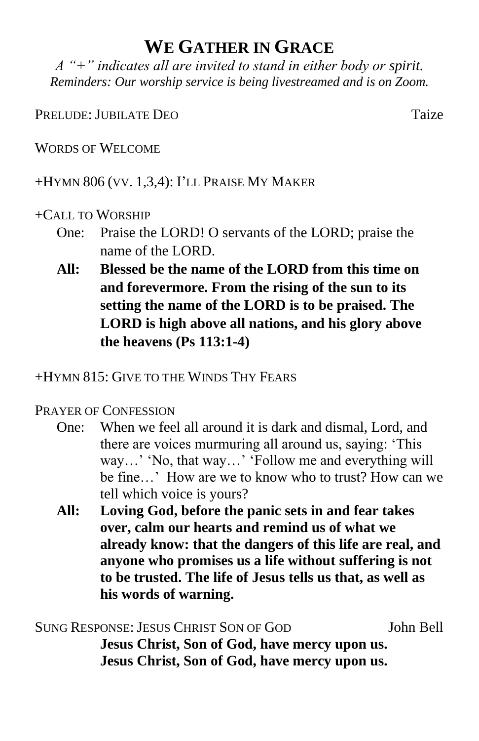# WE GATHER IN GRACE

*A "+" indicates all are invited to stand in either body or spirit.*
*Reminders: Our worship service is being livestreamed and is on Zoom.*

PRELUDE: JUBILATE DEO — Taize

WORDS OF WELCOME

+HYMN 806 (VV. 1,3,4): I'LL PRAISE MY MAKER

+CALL TO WORSHIP

One: Praise the LORD! O servants of the LORD; praise the name of the LORD.

**All: Blessed be the name of the LORD from this time on and forevermore. From the rising of the sun to its setting the name of the LORD is to be praised. The LORD is high above all nations, and his glory above the heavens (Ps 113:1-4)**

+HYMN 815: GIVE TO THE WINDS THY FEARS

PRAYER OF CONFESSION

One: When we feel all around it is dark and dismal, Lord, and there are voices murmuring all around us, saying: 'This way…' 'No, that way…' 'Follow me and everything will be fine…' How are we to know who to trust? How can we tell which voice is yours?

**All: Loving God, before the panic sets in and fear takes over, calm our hearts and remind us of what we already know: that the dangers of this life are real, and anyone who promises us a life without suffering is not to be trusted. The life of Jesus tells us that, as well as his words of warning.**

SUNG RESPONSE: JESUS CHRIST SON OF GOD — John Bell

**Jesus Christ, Son of God, have mercy upon us.**
**Jesus Christ, Son of God, have mercy upon us.**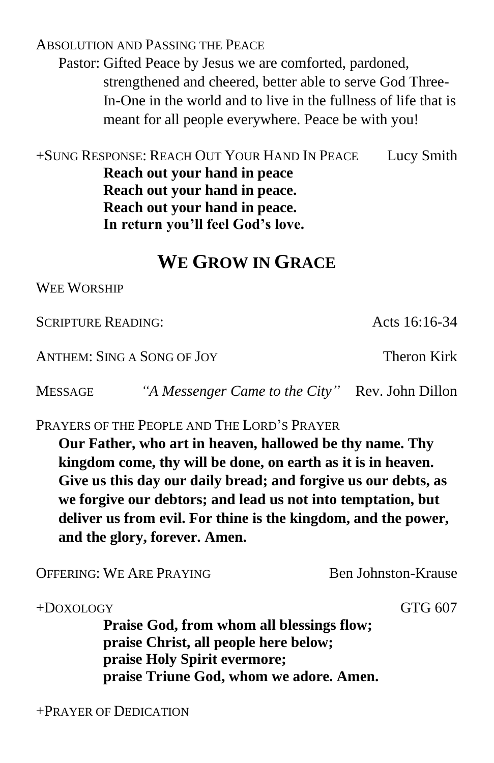ABSOLUTION AND PASSING THE PEACE

Pastor: Gifted Peace by Jesus we are comforted, pardoned, strengthened and cheered, better able to serve God Three-In-One in the world and to live in the fullness of life that is meant for all people everywhere. Peace be with you!

+SUNG RESPONSE: REACH OUT YOUR HAND IN PEACE — Lucy Smith

**Reach out your hand in peace**
**Reach out your hand in peace.**
**Reach out your hand in peace.**
**In return you'll feel God's love.**

## WE GROW IN GRACE

WEE WORSHIP

SCRIPTURE READING: — Acts 16:16-34

ANTHEM: SING A SONG OF JOY — Theron Kirk

MESSAGE — *"A Messenger Came to the City"* — Rev. John Dillon

PRAYERS OF THE PEOPLE AND THE LORD'S PRAYER

**Our Father, who art in heaven, hallowed be thy name. Thy kingdom come, thy will be done, on earth as it is in heaven. Give us this day our daily bread; and forgive us our debts, as we forgive our debtors; and lead us not into temptation, but deliver us from evil. For thine is the kingdom, and the power, and the glory, forever. Amen.**

OFFERING: WE ARE PRAYING — Ben Johnston-Krause

+DOXOLOGY — GTG 607

**Praise God, from whom all blessings flow;**
**praise Christ, all people here below;**
**praise Holy Spirit evermore;**
**praise Triune God, whom we adore. Amen.**

+PRAYER OF DEDICATION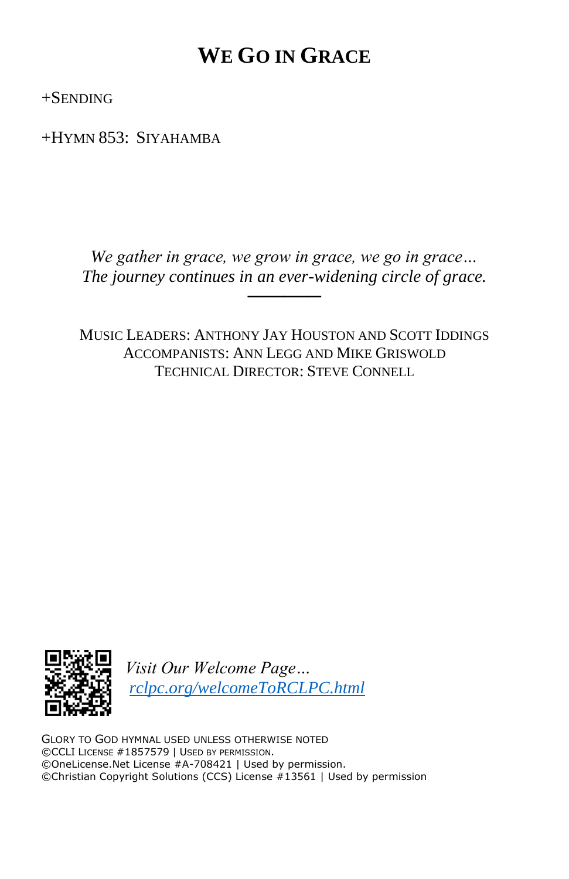# We Go in Grace

+Sending

+Hymn 853: Siyahamba

*We gather in grace, we grow in grace, we go in grace…*
*The journey continues in an ever-widening circle of grace.*

---

Music Leaders: Anthony Jay Houston and Scott Iddings
Accompanists: Ann Legg and Mike Griswold
Technical Director: Steve Connell

*Visit Our Welcome Page…*
*[rclpc.org/welcomeToRCLPC.html](rclpc.org/welcomeToRCLPC.html)*

Glory to God hymnal used unless otherwise noted
©CCLI License #1857579 | Used by permission.
©OneLicense.Net License #A-708421 | Used by permission.
©Christian Copyright Solutions (CCS) License #13561 | Used by permission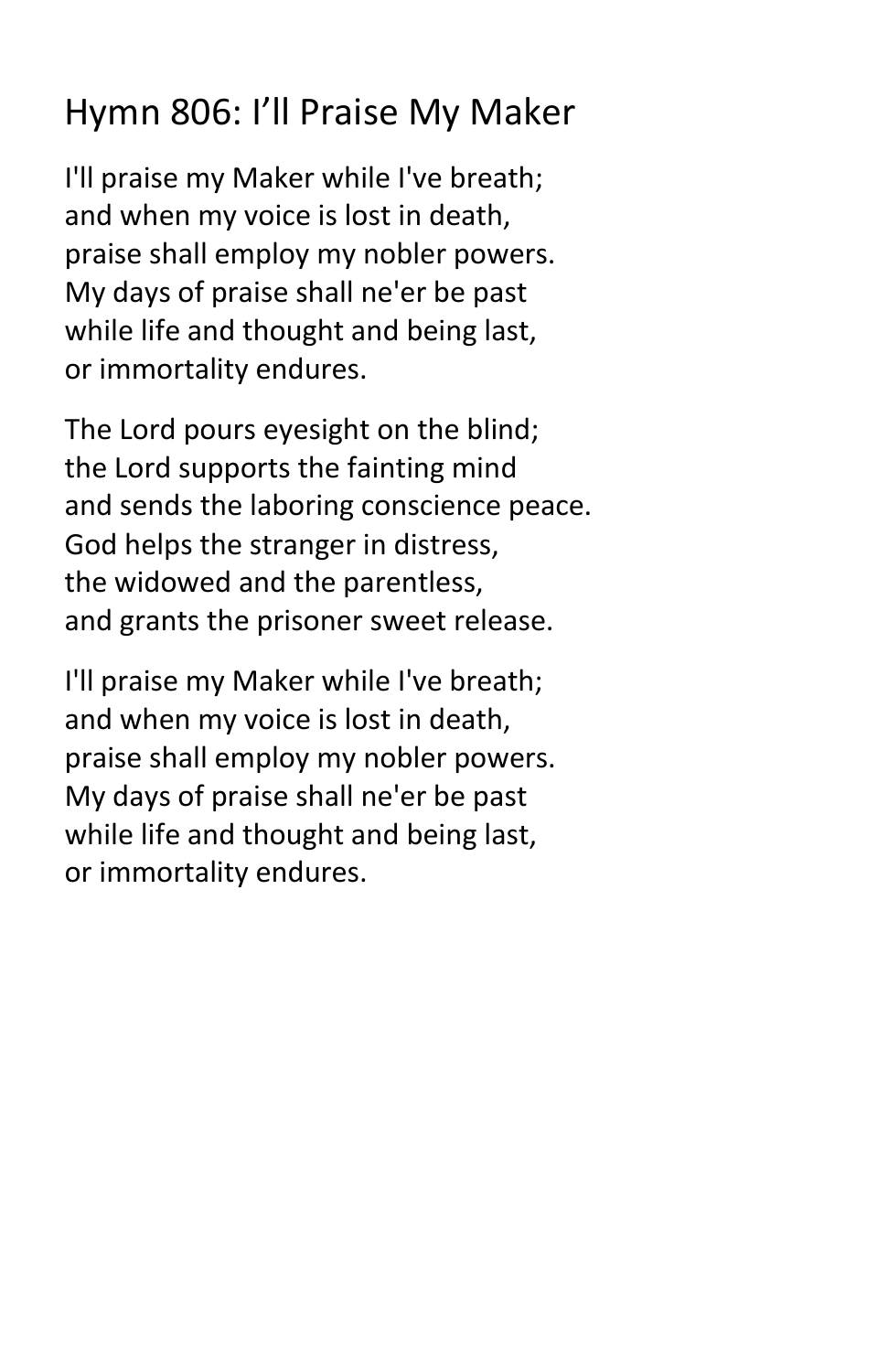# Hymn 806: I'll Praise My Maker

I'll praise my Maker while I've breath;
and when my voice is lost in death,
praise shall employ my nobler powers.
My days of praise shall ne'er be past
while life and thought and being last,
or immortality endures.

The Lord pours eyesight on the blind;
the Lord supports the fainting mind
and sends the laboring conscience peace.
God helps the stranger in distress,
the widowed and the parentless,
and grants the prisoner sweet release.

I'll praise my Maker while I've breath;
and when my voice is lost in death,
praise shall employ my nobler powers.
My days of praise shall ne'er be past
while life and thought and being last,
or immortality endures.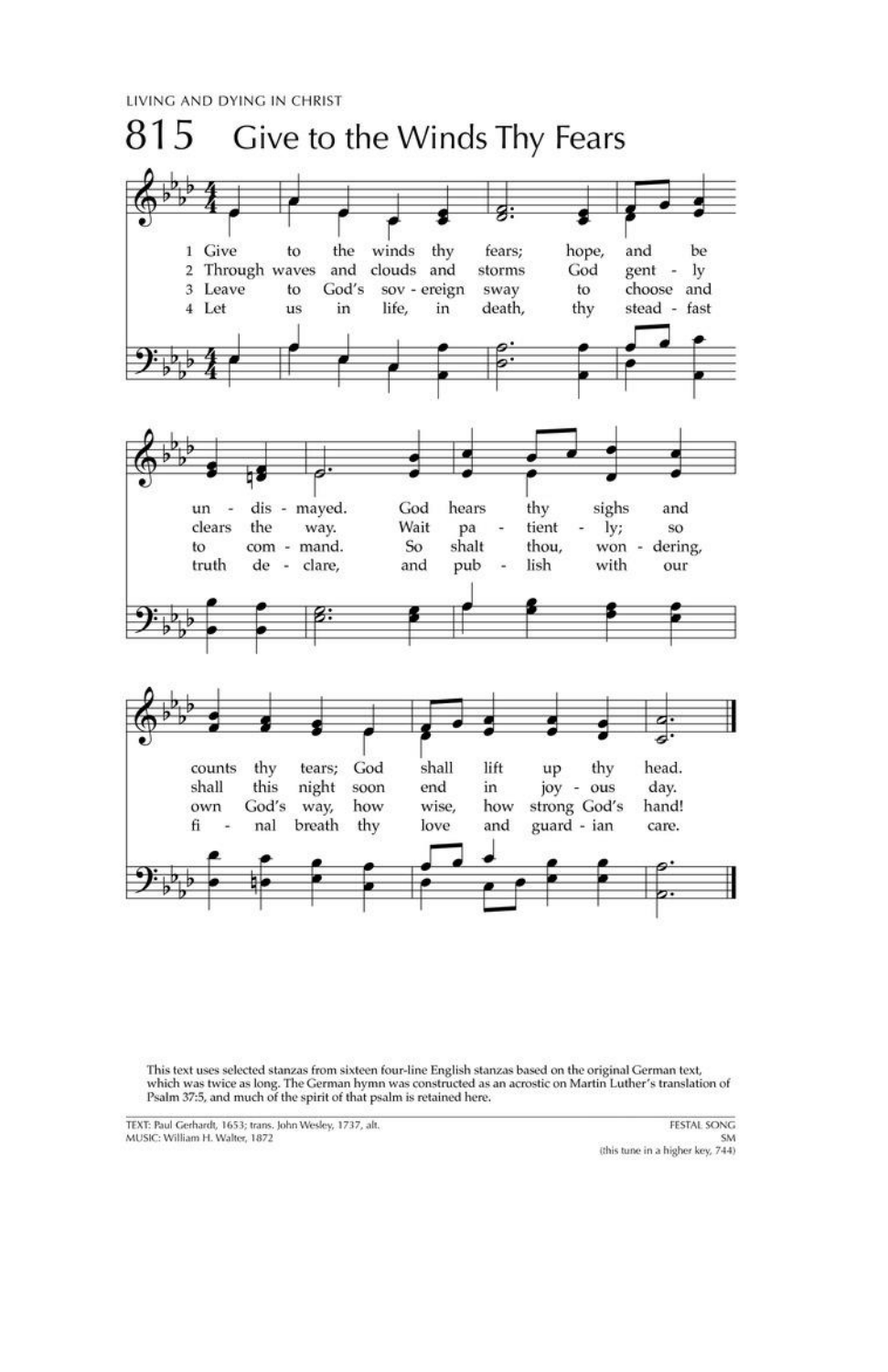LIVING AND DYING IN CHRIST

# 815 Give to the Winds Thy Fears

1 Give to the winds thy fears; hope, and be undismayed. God hears thy sighs and counts thy tears; God shall lift up thy head.

2 Through waves and clouds and storms God gently clears the way. Wait patiently; so shall this night soon end in joyous day.

3 Leave to God's sovereign sway to choose and to command. So shalt thou, wondering, own God's way, how wise, how strong God's hand!

4 Let us in life, in death, thy steadfast truth declare, and publish with our final breath thy love and guardian care.

This text uses selected stanzas from sixteen four-line English stanzas based on the original German text, which was twice as long. The German hymn was constructed as an acrostic on Martin Luther's translation of Psalm 37:5, and much of the spirit of that psalm is retained here.

TEXT: Paul Gerhardt, 1653; trans. John Wesley, 1737, alt.
MUSIC: William H. Walter, 1872

FESTAL SONG
SM
(this tune in a higher key, 744)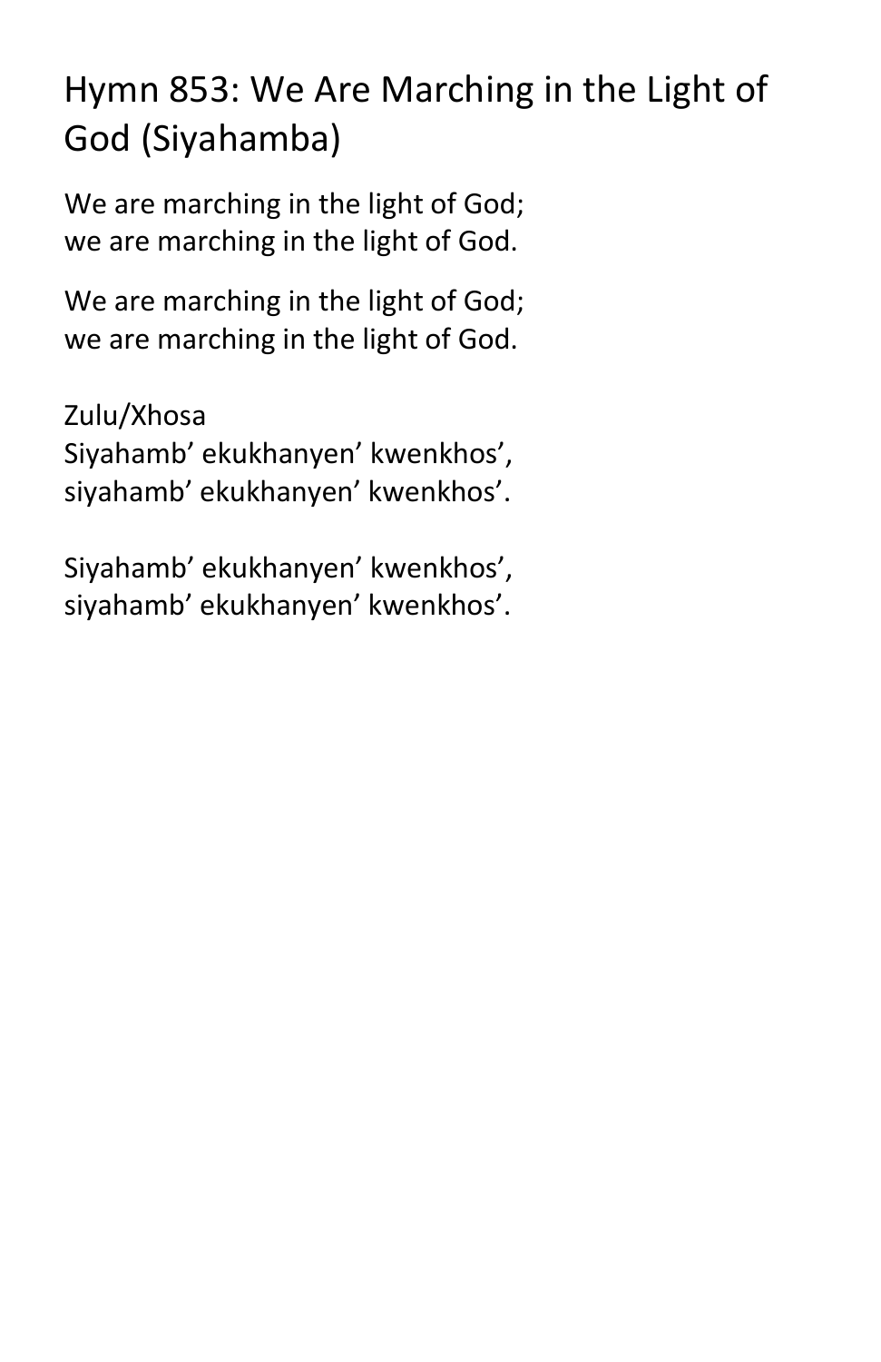# Hymn 853: We Are Marching in the Light of God (Siyahamba)

We are marching in the light of God;
we are marching in the light of God.

We are marching in the light of God;
we are marching in the light of God.

Zulu/Xhosa
Siyahamb’ ekukhanyen’ kwenkhos’,
siyahamb’ ekukhanyen’ kwenkhos’.

Siyahamb’ ekukhanyen’ kwenkhos’,
siyahamb’ ekukhanyen’ kwenkhos’.